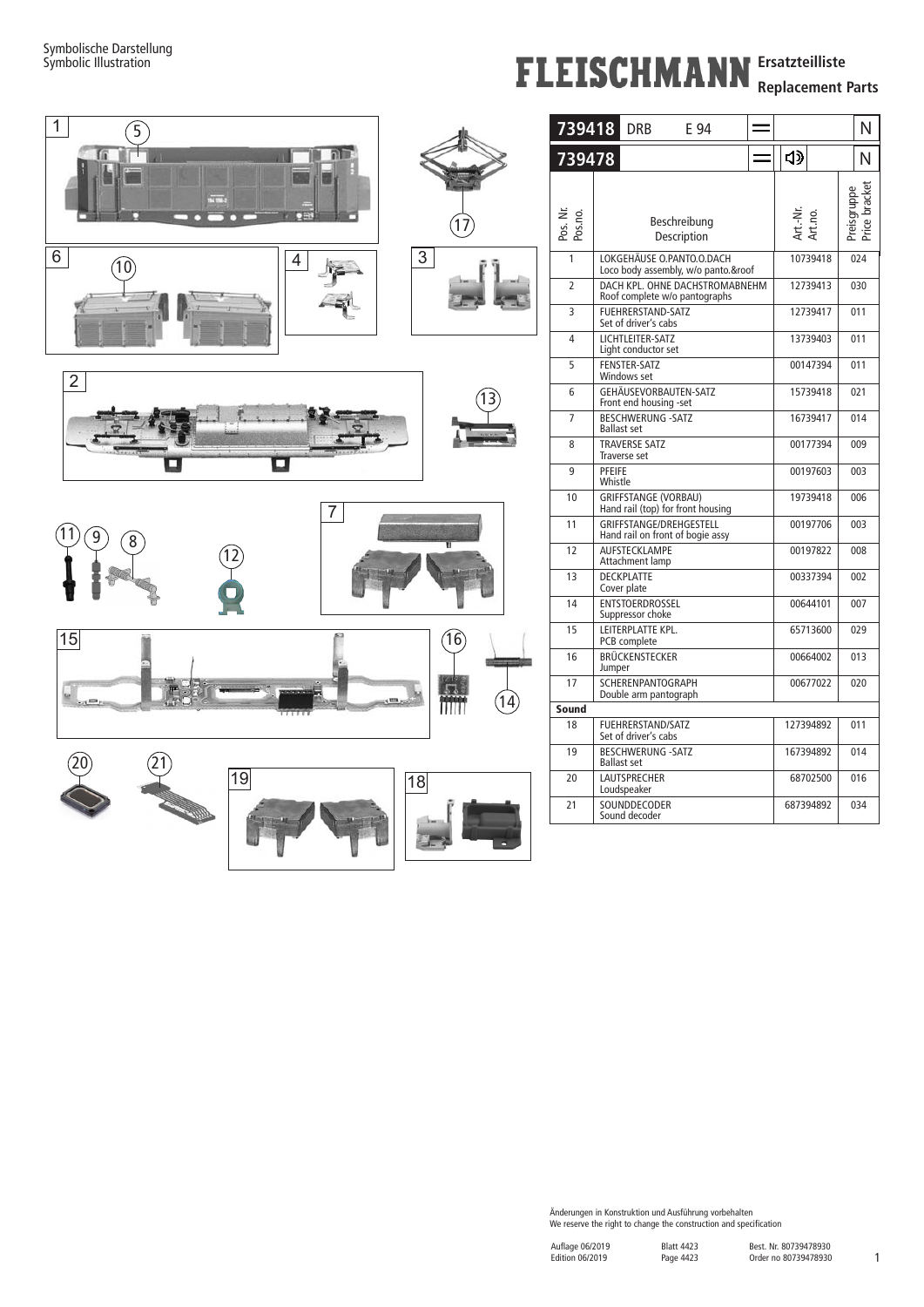Symbolische Darstellung
Symbolic Illustration

# FLEISCHMANN Ersatzteilliste Replacement Parts

| 739418 | DRB E 94 | = | | N |
|---|---|---|---|---|
| 739478 | | = | 🔈 | N |

| Pos. Nr. Pos.no. | Beschreibung Description | Art.-Nr. Art.no. | Preisgruppe Price bracket |
|---|---|---|---|
| 1 | LOKGEHÄUSE O.PANTO.O.DACH<br>Loco body assembly, w/o panto.&roof | 10739418 | 024 |
| 2 | DACH KPL. OHNE DACHSTROMABNEHM<br>Roof complete w/o pantographs | 12739413 | 030 |
| 3 | FUEHRERSTAND-SATZ<br>Set of driver's cabs | 12739417 | 011 |
| 4 | LICHTLEITER-SATZ<br>Light conductor set | 13739403 | 011 |
| 5 | FENSTER-SATZ<br>Windows set | 00147394 | 011 |
| 6 | GEHÄUSEVORBAUTEN-SATZ<br>Front end housing -set | 15739418 | 021 |
| 7 | BESCHWERUNG -SATZ<br>Ballast set | 16739417 | 014 |
| 8 | TRAVERSE SATZ<br>Traverse set | 00177394 | 009 |
| 9 | PFEIFE<br>Whistle | 00197603 | 003 |
| 10 | GRIFFSTANGE (VORBAU)<br>Hand rail (top) for front housing | 19739418 | 006 |
| 11 | GRIFFSTANGE/DREHGESTELL<br>Hand rail on front of bogie assy | 00197706 | 003 |
| 12 | AUFSTECKLAMPE<br>Attachment lamp | 00197822 | 008 |
| 13 | DECKPLATTE<br>Cover plate | 00337394 | 002 |
| 14 | ENTSTOERDROSSEL<br>Suppressor choke | 00644101 | 007 |
| 15 | LEITERPLATTE KPL.<br>PCB complete | 65713600 | 029 |
| 16 | BRÜCKENSTECKER<br>Jumper | 00664002 | 013 |
| 17 | SCHERENPANTOGRAPH<br>Double arm pantograph | 00677022 | 020 |
| **Sound** | | | |
| 18 | FUEHRERSTAND/SATZ<br>Set of driver's cabs | 127394892 | 011 |
| 19 | BESCHWERUNG -SATZ<br>Ballast set | 167394892 | 014 |
| 20 | LAUTSPRECHER<br>Loudspeaker | 68702500 | 016 |
| 21 | SOUNDDECODER<br>Sound decoder | 687394892 | 034 |

Änderungen in Konstruktion und Ausführung vorbehalten
We reserve the right to change the construction and specification

Auflage 06/2019 Edition 06/2019 — Blatt 4423 Page 4423 — Best. Nr. 80739478930 Order no 80739478930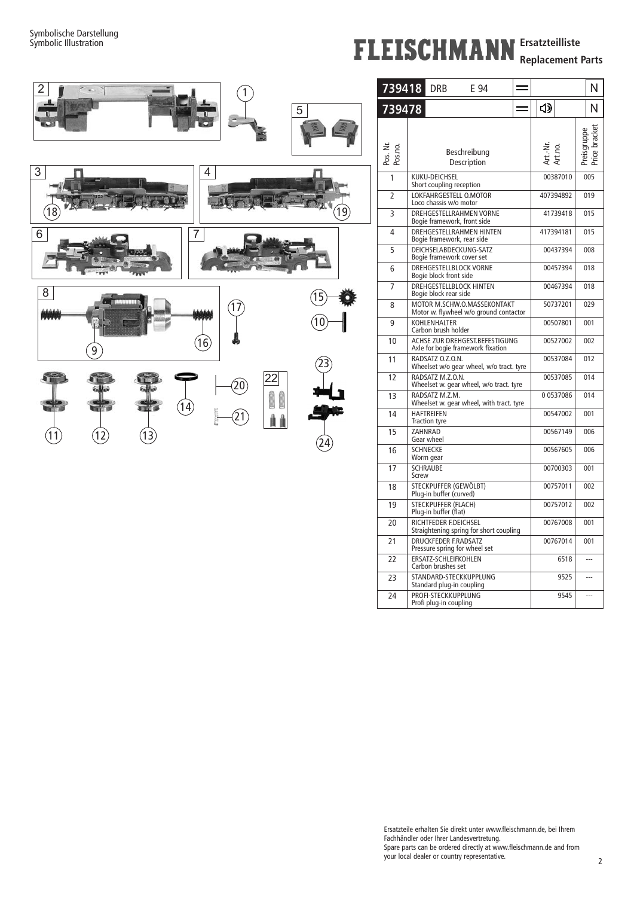Symbolische Darstellung
Symbolic Illustration

# FLEISCHMANN Ersatzteilliste Replacement Parts

| 739418 | DRB E 94 | = | | N |
|---|---|---|---|---|
| 739478 | | = | 🔊 | N |

| Pos. Nr. Pos.no. | Beschreibung Description | Art.-Nr. Art.no. | Preisgruppe Price bracket |
|---|---|---|---|
| 1 | KUKU-DEICHSEL Short coupling reception | 00387010 | 005 |
| 2 | LOKFAHRGESTELL O.MOTOR Loco chassis w/o motor | 407394892 | 019 |
| 3 | DREHGESTELLRAHMEN VORNE Bogie framework, front side | 41739418 | 015 |
| 4 | DREHGESTELLRAHMEN HINTEN Bogie framework, rear side | 417394181 | 015 |
| 5 | DEICHSELABDECKUNG-SATZ Bogie framework cover set | 00437394 | 008 |
| 6 | DREHGESTELLBLOCK VORNE Bogie block front side | 00457394 | 018 |
| 7 | DREHGESTELLBLOCK HINTEN Bogie block rear side | 00467394 | 018 |
| 8 | MOTOR M.SCHW.O.MASSEKONTAKT Motor w. flywheel w/o ground contactor | 50737201 | 029 |
| 9 | KOHLENHALTER Carbon brush holder | 00507801 | 001 |
| 10 | ACHSE ZUR DREHGEST.BEFESTIGUNG Axle for bogie framework fixation | 00527002 | 002 |
| 11 | RADSATZ O.Z.O.N. Wheelset w/o gear wheel, w/o tract. tyre | 00537084 | 012 |
| 12 | RADSATZ M.Z.O.N. Wheelset w. gear wheel, w/o tract. tyre | 00537085 | 014 |
| 13 | RADSATZ M.Z.M. Wheelset w. gear wheel, with tract. tyre | 0 0537086 | 014 |
| 14 | HAFTREIFEN Traction tyre | 00547002 | 001 |
| 15 | ZAHNRAD Gear wheel | 00567149 | 006 |
| 16 | SCHNECKE Worm gear | 00567605 | 006 |
| 17 | SCHRAUBE Screw | 00700303 | 001 |
| 18 | STECKPUFFER (GEWÖLBT) Plug-in buffer (curved) | 00757011 | 002 |
| 19 | STECKPUFFER (FLACH) Plug-in buffer (flat) | 00757012 | 002 |
| 20 | RICHTFEDER F.DEICHSEL Straightening spring for short coupling | 00767008 | 001 |
| 21 | DRUCKFEDER F.RADSATZ Pressure spring for wheel set | 00767014 | 001 |
| 22 | ERSATZ-SCHLEIFKOHLEN Carbon brushes set | 6518 | --- |
| 23 | STANDARD-STECKKUPPLUNG Standard plug-in coupling | 9525 | --- |
| 24 | PROFI-STECKKUPPLUNG Profi plug-in coupling | 9545 | --- |

Ersatzteile erhalten Sie direkt unter www.fleischmann.de, bei Ihrem Fachhändler oder Ihrer Landesvertretung.
Spare parts can be ordered directly at www.fleischmann.de and from your local dealer or country representative.